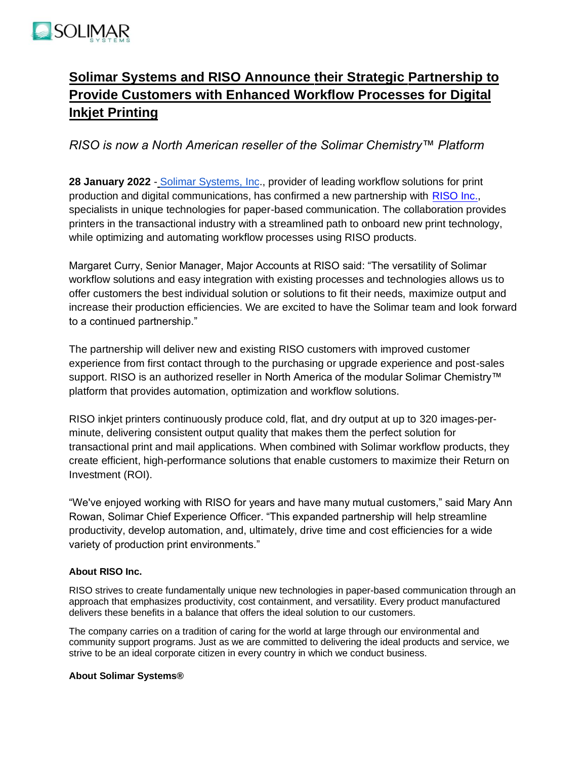# Solimar Systems and RISO Announce their Strategic Partnership to Provide Customers with Enhanced Workflow Processes for Digital Inkjet Printing

*RISO is now a North American reseller of the Solimar Chemistry™ Platform*

**28 January 2022** - Solimar Systems, Inc., provider of leading workflow solutions for print production and digital communications, has confirmed a new partnership with RISO Inc., specialists in unique technologies for paper-based communication. The collaboration provides printers in the transactional industry with a streamlined path to onboard new print technology, while optimizing and automating workflow processes using RISO products.

Margaret Curry, Senior Manager, Major Accounts at RISO said: "The versatility of Solimar workflow solutions and easy integration with existing processes and technologies allows us to offer customers the best individual solution or solutions to fit their needs, maximize output and increase their production efficiencies. We are excited to have the Solimar team and look forward to a continued partnership."

The partnership will deliver new and existing RISO customers with improved customer experience from first contact through to the purchasing or upgrade experience and post-sales support. RISO is an authorized reseller in North America of the modular Solimar Chemistry™ platform that provides automation, optimization and workflow solutions.

RISO inkjet printers continuously produce cold, flat, and dry output at up to 320 images-per-minute, delivering consistent output quality that makes them the perfect solution for transactional print and mail applications. When combined with Solimar workflow products, they create efficient, high-performance solutions that enable customers to maximize their Return on Investment (ROI).

"We've enjoyed working with RISO for years and have many mutual customers," said Mary Ann Rowan, Solimar Chief Experience Officer. "This expanded partnership will help streamline productivity, develop automation, and, ultimately, drive time and cost efficiencies for a wide variety of production print environments."

#### About RISO Inc.

RISO strives to create fundamentally unique new technologies in paper-based communication through an approach that emphasizes productivity, cost containment, and versatility. Every product manufactured delivers these benefits in a balance that offers the ideal solution to our customers.

The company carries on a tradition of caring for the world at large through our environmental and community support programs. Just as we are committed to delivering the ideal products and service, we strive to be an ideal corporate citizen in every country in which we conduct business.

#### About Solimar Systems®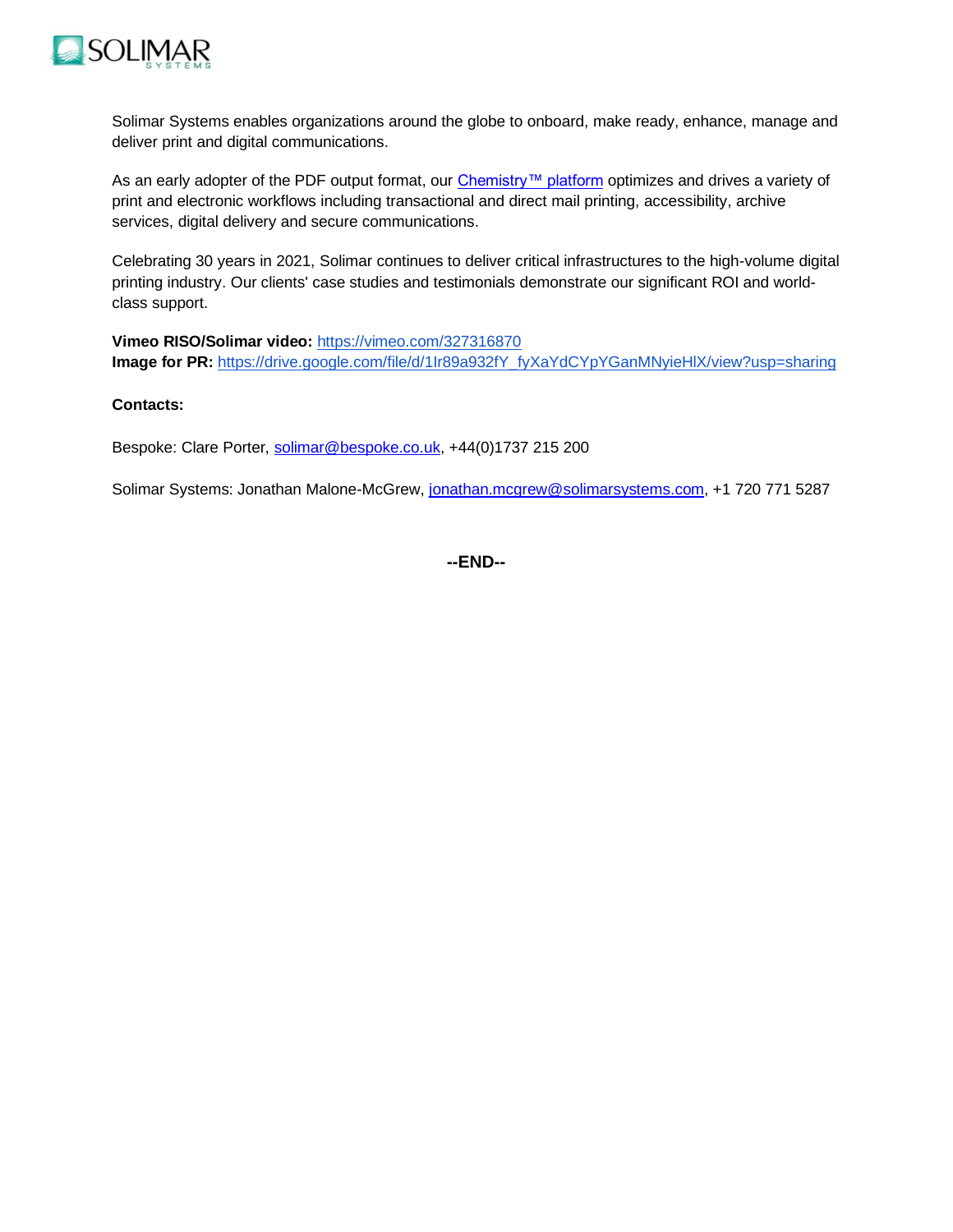Solimar Systems enables organizations around the globe to onboard, make ready, enhance, manage and deliver print and digital communications.

As an early adopter of the PDF output format, our Chemistry™ platform optimizes and drives a variety of print and electronic workflows including transactional and direct mail printing, accessibility, archive services, digital delivery and secure communications.

Celebrating 30 years in 2021, Solimar continues to deliver critical infrastructures to the high-volume digital printing industry. Our clients' case studies and testimonials demonstrate our significant ROI and world-class support.

**Vimeo RISO/Solimar video:** https://vimeo.com/327316870
**Image for PR:** https://drive.google.com/file/d/1Ir89a932fY_fyXaYdCYpYGanMNyieHlX/view?usp=sharing

**Contacts:**

Bespoke: Clare Porter, solimar@bespoke.co.uk, +44(0)1737 215 200

Solimar Systems: Jonathan Malone-McGrew, jonathan.mcgrew@solimarsystems.com, +1 720 771 5287

**--END--**